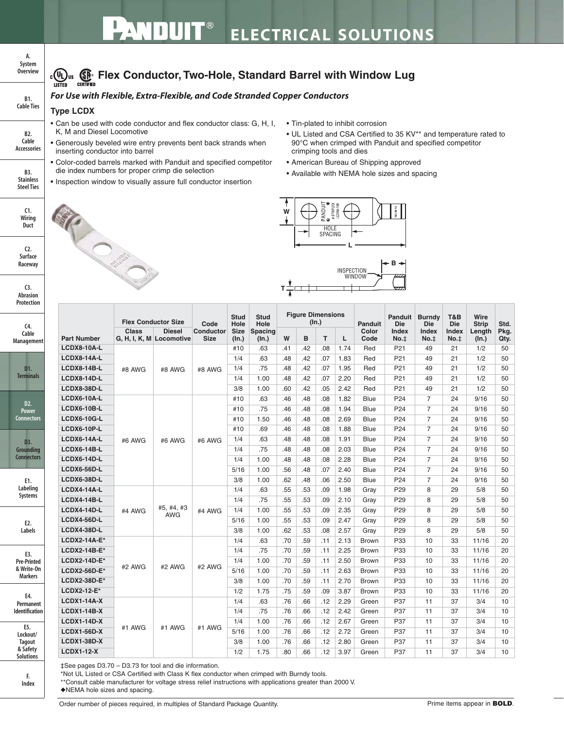# Flex Conductor, Two-Hole, Standard Barrel with Window Lug

***For Use with Flexible, Extra-Flexible, and Code Stranded Copper Conductors***

### Type LCDX

- Can be used with code conductor and flex conductor class: G, H, I, K, M and Diesel Locomotive
- Generously beveled wire entry prevents bent back strands when inserting conductor into barrel
- Color-coded barrels marked with Panduit and specified competitor die index numbers for proper crimp die selection
- Inspection window to visually assure full conductor insertion
- Tin-plated to inhibit corrosion
- UL Listed and CSA Certified to 35 KV** and temperature rated to 90°C when crimped with Panduit and specified competitor crimping tools and dies
- American Bureau of Shipping approved
- Available with NEMA hole sizes and spacing

| Part Number | Flex Conductor Size Class G, H, I, K, M | Flex Conductor Size Diesel Locomotive | Code Conductor Size | Stud Hole Size (In.) | Stud Hole Spacing (In.) | W | B | T | L | Panduit Color Code | Panduit Die Index No.‡ | Burndy Die Index No.‡ | T&B Die Index No.‡ | Wire Strip Length (In.) | Std. Pkg. Qty. |
|---|---|---|---|---|---|---|---|---|---|---|---|---|---|---|---|
| LCDX8-10A-L | #8 AWG | #8 AWG | #8 AWG | #10 | .63 | .41 | .42 | .08 | 1.74 | Red | P21 | 49 | 21 | 1/2 | 50 |
| LCDX8-14A-L | | | | 1/4 | .63 | .48 | .42 | .07 | 1.83 | Red | P21 | 49 | 21 | 1/2 | 50 |
| LCDX8-14B-L | | | | 1/4 | .75 | .48 | .42 | .07 | 1.95 | Red | P21 | 49 | 21 | 1/2 | 50 |
| LCDX8-14D-L | | | | 1/4 | 1.00 | .48 | .42 | .07 | 2.20 | Red | P21 | 49 | 21 | 1/2 | 50 |
| LCDX8-38D-L | | | | 3/8 | 1.00 | .60 | .42 | .05 | 2.42 | Red | P21 | 49 | 21 | 1/2 | 50 |
| LCDX6-10A-L | #6 AWG | #6 AWG | #6 AWG | #10 | .63 | .46 | .48 | .08 | 1.82 | Blue | P24 | 7 | 24 | 9/16 | 50 |
| LCDX6-10B-L | | | | #10 | .75 | .46 | .48 | .08 | 1.94 | Blue | P24 | 7 | 24 | 9/16 | 50 |
| LCDX6-10G-L | | | | #10 | 1.50 | .46 | .48 | .08 | 2.69 | Blue | P24 | 7 | 24 | 9/16 | 50 |
| LCDX6-10P-L | | | | #10 | .69 | .46 | .48 | .08 | 1.88 | Blue | P24 | 7 | 24 | 9/16 | 50 |
| LCDX6-14A-L | | | | 1/4 | .63 | .48 | .48 | .08 | 1.91 | Blue | P24 | 7 | 24 | 9/16 | 50 |
| LCDX6-14B-L | | | | 1/4 | .75 | .48 | .48 | .08 | 2.03 | Blue | P24 | 7 | 24 | 9/16 | 50 |
| LCDX6-14D-L | | | | 1/4 | 1.00 | .48 | .48 | .08 | 2.28 | Blue | P24 | 7 | 24 | 9/16 | 50 |
| LCDX6-56D-L | | | | 5/16 | 1.00 | .56 | .48 | .07 | 2.40 | Blue | P24 | 7 | 24 | 9/16 | 50 |
| LCDX6-38D-L | | | | 3/8 | 1.00 | .62 | .48 | .06 | 2.50 | Blue | P24 | 7 | 24 | 9/16 | 50 |
| LCDX4-14A-L | #4 AWG | #5, #4, #3 AWG | #4 AWG | 1/4 | .63 | .55 | .53 | .09 | 1.98 | Gray | P29 | 8 | 29 | 5/8 | 50 |
| LCDX4-14B-L | | | | 1/4 | .75 | .55 | .53 | .09 | 2.10 | Gray | P29 | 8 | 29 | 5/8 | 50 |
| LCDX4-14D-L | | | | 1/4 | 1.00 | .55 | .53 | .09 | 2.35 | Gray | P29 | 8 | 29 | 5/8 | 50 |
| LCDX4-56D-L | | | | 5/16 | 1.00 | .55 | .53 | .09 | 2.47 | Gray | P29 | 8 | 29 | 5/8 | 50 |
| LCDX4-38D-L | | | | 3/8 | 1.00 | .62 | .53 | .08 | 2.57 | Gray | P29 | 8 | 29 | 5/8 | 50 |
| LCDX2-14A-E* | #2 AWG | #2 AWG | #2 AWG | 1/4 | .63 | .70 | .59 | .11 | 2.13 | Brown | P33 | 10 | 33 | 11/16 | 20 |
| LCDX2-14B-E* | | | | 1/4 | .75 | .70 | .59 | .11 | 2.25 | Brown | P33 | 10 | 33 | 11/16 | 20 |
| LCDX2-14D-E* | | | | 1/4 | 1.00 | .70 | .59 | .11 | 2.50 | Brown | P33 | 10 | 33 | 11/16 | 20 |
| LCDX2-56D-E* | | | | 5/16 | 1.00 | .70 | .59 | .11 | 2.63 | Brown | P33 | 10 | 33 | 11/16 | 20 |
| LCDX2-38D-E* | | | | 3/8 | 1.00 | .70 | .59 | .11 | 2.70 | Brown | P33 | 10 | 33 | 11/16 | 20 |
| LCDX2-12-E* | | | | 1/2 | 1.75 | .75 | .59 | .09 | 3.87 | Brown | P33 | 10 | 33 | 11/16 | 20 |
| LCDX1-14A-X | #1 AWG | #1 AWG | #1 AWG | 1/4 | .63 | .76 | .66 | .12 | 2.29 | Green | P37 | 11 | 37 | 3/4 | 10 |
| LCDX1-14B-X | | | | 1/4 | .75 | .76 | .66 | .12 | 2.42 | Green | P37 | 11 | 37 | 3/4 | 10 |
| LCDX1-14D-X | | | | 1/4 | 1.00 | .76 | .66 | .12 | 2.67 | Green | P37 | 11 | 37 | 3/4 | 10 |
| LCDX1-56D-X | | | | 5/16 | 1.00 | .76 | .66 | .12 | 2.72 | Green | P37 | 11 | 37 | 3/4 | 10 |
| LCDX1-38D-X | | | | 3/8 | 1.00 | .76 | .66 | .12 | 2.80 | Green | P37 | 11 | 37 | 3/4 | 10 |
| LCDX1-12-X | | | | 1/2 | 1.75 | .80 | .66 | .12 | 3.97 | Green | P37 | 11 | 37 | 3/4 | 10 |

W, B, T, L: Figure Dimensions (In.)

‡See pages D3.70 – D3.73 for tool and die information.

*Not UL Listed or CSA Certified with Class K flex conductor when crimped with Burndy tools.

**Consult cable manufacturer for voltage stress relief instructions with applications greater than 2000 V.

◆NEMA hole sizes and spacing.

Order number of pieces required, in multiples of Standard Package Quantity. Prime items appear in **BOLD**.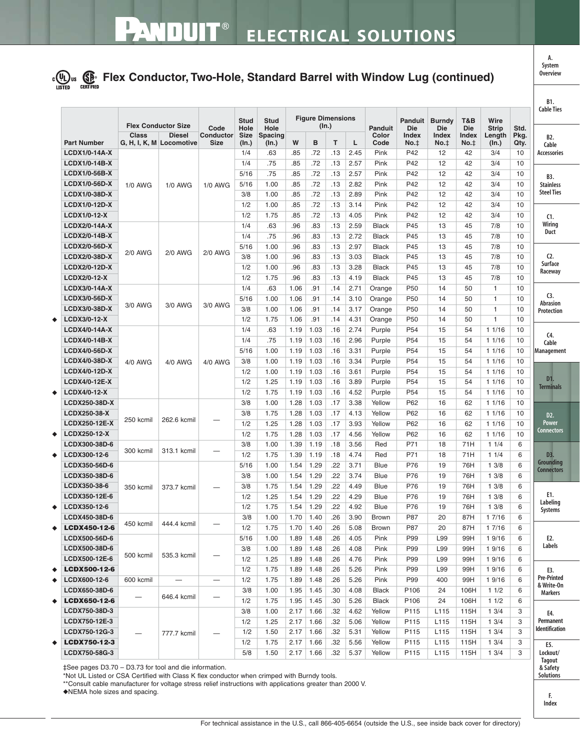## Flex Conductor, Two-Hole, Standard Barrel with Window Lug (continued)

| Part Number | Flex Conductor Size Class G, H, I, K, M | Flex Conductor Size Diesel Locomotive | Code Conductor Size | Stud Hole Size (In.) | Stud Hole Spacing (In.) | W | B | T | L | Panduit Color Code | Panduit Die Index No.‡ | Burndy Die Index No.‡ | T&B Die Index No.‡ | Wire Strip Length (In.) | Std. Pkg. Qty. |
|---|---|---|---|---|---|---|---|---|---|---|---|---|---|---|---|
| LCDX1/0-14A-X | 1/0 AWG | 1/0 AWG | 1/0 AWG | 1/4 | .63 | .85 | .72 | .13 | 2.45 | Pink | P42 | 12 | 42 | 3/4 | 10 |
| LCDX1/0-14B-X | | | | 1/4 | .75 | .85 | .72 | .13 | 2.57 | Pink | P42 | 12 | 42 | 3/4 | 10 |
| LCDX1/0-56B-X | | | | 5/16 | .75 | .85 | .72 | .13 | 2.57 | Pink | P42 | 12 | 42 | 3/4 | 10 |
| LCDX1/0-56D-X | | | | 5/16 | 1.00 | .85 | .72 | .13 | 2.82 | Pink | P42 | 12 | 42 | 3/4 | 10 |
| LCDX1/0-38D-X | | | | 3/8 | 1.00 | .85 | .72 | .13 | 2.89 | Pink | P42 | 12 | 42 | 3/4 | 10 |
| LCDX1/0-12D-X | | | | 1/2 | 1.00 | .85 | .72 | .13 | 3.14 | Pink | P42 | 12 | 42 | 3/4 | 10 |
| LCDX1/0-12-X | | | | 1/2 | 1.75 | .85 | .72 | .13 | 4.05 | Pink | P42 | 12 | 42 | 3/4 | 10 |
| LCDX2/0-14A-X | 2/0 AWG | 2/0 AWG | 2/0 AWG | 1/4 | .63 | .96 | .83 | .13 | 2.59 | Black | P45 | 13 | 45 | 7/8 | 10 |
| LCDX2/0-14B-X | | | | 1/4 | .75 | .96 | .83 | .13 | 2.72 | Black | P45 | 13 | 45 | 7/8 | 10 |
| LCDX2/0-56D-X | | | | 5/16 | 1.00 | .96 | .83 | .13 | 2.97 | Black | P45 | 13 | 45 | 7/8 | 10 |
| LCDX2/0-38D-X | | | | 3/8 | 1.00 | .96 | .83 | .13 | 3.03 | Black | P45 | 13 | 45 | 7/8 | 10 |
| LCDX2/0-12D-X | | | | 1/2 | 1.00 | .96 | .83 | .13 | 3.28 | Black | P45 | 13 | 45 | 7/8 | 10 |
| LCDX2/0-12-X | | | | 1/2 | 1.75 | .96 | .83 | .13 | 4.19 | Black | P45 | 13 | 45 | 7/8 | 10 |
| LCDX3/0-14A-X | 3/0 AWG | 3/0 AWG | 3/0 AWG | 1/4 | .63 | 1.06 | .91 | .14 | 2.71 | Orange | P50 | 14 | 50 | 1 | 10 |
| LCDX3/0-56D-X | | | | 5/16 | 1.00 | 1.06 | .91 | .14 | 3.10 | Orange | P50 | 14 | 50 | 1 | 10 |
| LCDX3/0-38D-X | | | | 3/8 | 1.00 | 1.06 | .91 | .14 | 3.17 | Orange | P50 | 14 | 50 | 1 | 10 |
| ◆ LCDX3/0-12-X | | | | 1/2 | 1.75 | 1.06 | .91 | .14 | 4.31 | Orange | P50 | 14 | 50 | 1 | 10 |
| LCDX4/0-14A-X | 4/0 AWG | 4/0 AWG | 4/0 AWG | 1/4 | .63 | 1.19 | 1.03 | .16 | 2.74 | Purple | P54 | 15 | 54 | 1 1/16 | 10 |
| LCDX4/0-14B-X | | | | 1/4 | .75 | 1.19 | 1.03 | .16 | 2.96 | Purple | P54 | 15 | 54 | 1 1/16 | 10 |
| LCDX4/0-56D-X | | | | 5/16 | 1.00 | 1.19 | 1.03 | .16 | 3.31 | Purple | P54 | 15 | 54 | 1 1/16 | 10 |
| LCDX4/0-38D-X | | | | 3/8 | 1.00 | 1.19 | 1.03 | .16 | 3.34 | Purple | P54 | 15 | 54 | 1 1/16 | 10 |
| LCDX4/0-12D-X | | | | 1/2 | 1.00 | 1.19 | 1.03 | .16 | 3.61 | Purple | P54 | 15 | 54 | 1 1/16 | 10 |
| LCDX4/0-12E-X | | | | 1/2 | 1.25 | 1.19 | 1.03 | .16 | 3.89 | Purple | P54 | 15 | 54 | 1 1/16 | 10 |
| ◆ LCDX4/0-12-X | | | | 1/2 | 1.75 | 1.19 | 1.03 | .16 | 4.52 | Purple | P54 | 15 | 54 | 1 1/16 | 10 |
| LCDX250-38D-X | 250 kcmil | 262.6 kcmil | — | 3/8 | 1.00 | 1.28 | 1.03 | .17 | 3.38 | Yellow | P62 | 16 | 62 | 1 1/16 | 10 |
| LCDX250-38-X | | | | 3/8 | 1.75 | 1.28 | 1.03 | .17 | 4.13 | Yellow | P62 | 16 | 62 | 1 1/16 | 10 |
| LCDX250-12E-X | | | | 1/2 | 1.25 | 1.28 | 1.03 | .17 | 3.93 | Yellow | P62 | 16 | 62 | 1 1/16 | 10 |
| ◆ LCDX250-12-X | | | | 1/2 | 1.75 | 1.28 | 1.03 | .17 | 4.56 | Yellow | P62 | 16 | 62 | 1 1/16 | 10 |
| LCDX300-38D-6 | 300 kcmil | 313.1 kcmil | — | 3/8 | 1.00 | 1.39 | 1.19 | .18 | 3.56 | Red | P71 | 18 | 71H | 1 1/4 | 6 |
| ◆ LCDX300-12-6 | | | | 1/2 | 1.75 | 1.39 | 1.19 | .18 | 4.74 | Red | P71 | 18 | 71H | 1 1/4 | 6 |
| LCDX350-56D-6 | 350 kcmil | 373.7 kcmil | — | 5/16 | 1.00 | 1.54 | 1.29 | .22 | 3.71 | Blue | P76 | 19 | 76H | 1 3/8 | 6 |
| LCDX350-38D-6 | | | | 3/8 | 1.00 | 1.54 | 1.29 | .22 | 3.74 | Blue | P76 | 19 | 76H | 1 3/8 | 6 |
| LCDX350-38-6 | | | | 3/8 | 1.75 | 1.54 | 1.29 | .22 | 4.49 | Blue | P76 | 19 | 76H | 1 3/8 | 6 |
| LCDX350-12E-6 | | | | 1/2 | 1.25 | 1.54 | 1.29 | .22 | 4.29 | Blue | P76 | 19 | 76H | 1 3/8 | 6 |
| ◆ LCDX350-12-6 | | | | 1/2 | 1.75 | 1.54 | 1.29 | .22 | 4.92 | Blue | P76 | 19 | 76H | 1 3/8 | 6 |
| LCDX450-38D-6 | 450 kcmil | 444.4 kcmil | — | 3/8 | 1.00 | 1.70 | 1.40 | .26 | 3.90 | Brown | P87 | 20 | 87H | 1 7/16 | 6 |
| ◆ LCDX450-12-6 | | | | 1/2 | 1.75 | 1.70 | 1.40 | .26 | 5.08 | Brown | P87 | 20 | 87H | 1 7/16 | 6 |
| LCDX500-56D-6 | 500 kcmil | 535.3 kcmil | — | 5/16 | 1.00 | 1.89 | 1.48 | .26 | 4.05 | Pink | P99 | L99 | 99H | 1 9/16 | 6 |
| LCDX500-38D-6 | | | | 3/8 | 1.00 | 1.89 | 1.48 | .26 | 4.08 | Pink | P99 | L99 | 99H | 1 9/16 | 6 |
| LCDX500-12E-6 | | | | 1/2 | 1.25 | 1.89 | 1.48 | .26 | 4.76 | Pink | P99 | L99 | 99H | 1 9/16 | 6 |
| ◆ LCDX500-12-6 | | | | 1/2 | 1.75 | 1.89 | 1.48 | .26 | 5.26 | Pink | P99 | L99 | 99H | 1 9/16 | 6 |
| ◆ LCDX600-12-6 | 600 kcmil | — | — | 1/2 | 1.75 | 1.89 | 1.48 | .26 | 5.26 | Pink | P99 | 400 | 99H | 1 9/16 | 6 |
| LCDX650-38D-6 | — | 646.4 kcmil | — | 3/8 | 1.00 | 1.95 | 1.45 | .30 | 4.08 | Black | P106 | 24 | 106H | 1 1/2 | 6 |
| ◆ LCDX650-12-6 | | | | 1/2 | 1.75 | 1.95 | 1.45 | .30 | 5.26 | Black | P106 | 24 | 106H | 1 1/2 | 6 |
| LCDX750-38D-3 | — | 777.7 kcmil | — | 3/8 | 1.00 | 2.17 | 1.66 | .32 | 4.62 | Yellow | P115 | L115 | 115H | 1 3/4 | 3 |
| LCDX750-12E-3 | | | | 1/2 | 1.25 | 2.17 | 1.66 | .32 | 5.06 | Yellow | P115 | L115 | 115H | 1 3/4 | 3 |
| LCDX750-12G-3 | | | | 1/2 | 1.50 | 2.17 | 1.66 | .32 | 5.31 | Yellow | P115 | L115 | 115H | 1 3/4 | 3 |
| ◆ LCDX750-12-3 | | | | 1/2 | 1.75 | 2.17 | 1.66 | .32 | 5.56 | Yellow | P115 | L115 | 115H | 1 3/4 | 3 |
| LCDX750-58G-3 | | | | 5/8 | 1.50 | 2.17 | 1.66 | .32 | 5.37 | Yellow | P115 | L115 | 115H | 1 3/4 | 3 |

Figure Dimensions (In.): W, B, T, L

‡See pages D3.70 – D3.73 for tool and die information.
*Not UL Listed or CSA Certified with Class K flex conductor when crimped with Burndy tools.
**Consult cable manufacturer for voltage stress relief instructions with applications greater than 2000 V.
◆NEMA hole sizes and spacing.